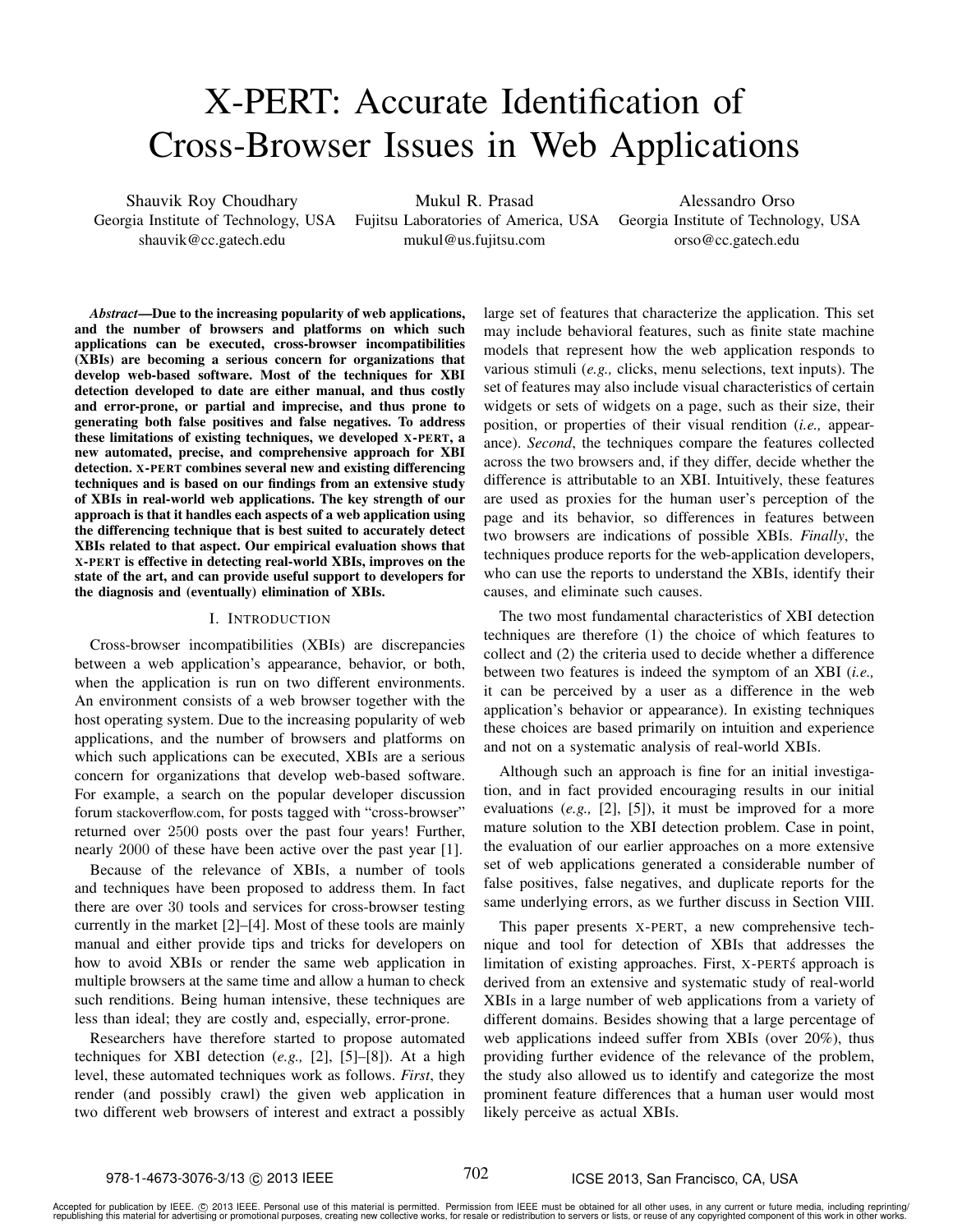# X-PERT: Accurate Identification of Cross-Browser Issues in Web Applications

Shauvik Roy Choudhary
Georgia Institute of Technology, USA
shauvik@cc.gatech.edu

Mukul R. Prasad
Fujitsu Laboratories of America, USA
mukul@us.fujitsu.com

Alessandro Orso
Georgia Institute of Technology, USA
orso@cc.gatech.edu

***Abstract*—Due to the increasing popularity of web applications, and the number of browsers and platforms on which such applications can be executed, cross-browser incompatibilities (XBIs) are becoming a serious concern for organizations that develop web-based software. Most of the techniques for XBI detection developed to date are either manual, and thus costly and error-prone, or partial and imprecise, and thus prone to generating both false positives and false negatives. To address these limitations of existing techniques, we developed X-PERT, a new automated, precise, and comprehensive approach for XBI detection. X-PERT combines several new and existing differencing techniques and is based on our findings from an extensive study of XBIs in real-world web applications. The key strength of our approach is that it handles each aspects of a web application using the differencing technique that is best suited to accurately detect XBIs related to that aspect. Our empirical evaluation shows that X-PERT is effective in detecting real-world XBIs, improves on the state of the art, and can provide useful support to developers for the diagnosis and (eventually) elimination of XBIs.**

## I. Introduction

Cross-browser incompatibilities (XBIs) are discrepancies between a web application's appearance, behavior, or both, when the application is run on two different environments. An environment consists of a web browser together with the host operating system. Due to the increasing popularity of web applications, and the number of browsers and platforms on which such applications can be executed, XBIs are a serious concern for organizations that develop web-based software. For example, a search on the popular developer discussion forum stackoverflow.com, for posts tagged with "cross-browser" returned over 2500 posts over the past four years! Further, nearly 2000 of these have been active over the past year [1].

Because of the relevance of XBIs, a number of tools and techniques have been proposed to address them. In fact there are over 30 tools and services for cross-browser testing currently in the market [2]–[4]. Most of these tools are mainly manual and either provide tips and tricks for developers on how to avoid XBIs or render the same web application in multiple browsers at the same time and allow a human to check such renditions. Being human intensive, these techniques are less than ideal; they are costly and, especially, error-prone.

Researchers have therefore started to propose automated techniques for XBI detection (*e.g.,* [2], [5]–[8]). At a high level, these automated techniques work as follows. *First*, they render (and possibly crawl) the given web application in two different web browsers of interest and extract a possibly large set of features that characterize the application. This set may include behavioral features, such as finite state machine models that represent how the web application responds to various stimuli (*e.g.,* clicks, menu selections, text inputs). The set of features may also include visual characteristics of certain widgets or sets of widgets on a page, such as their size, their position, or properties of their visual rendition (*i.e.,* appearance). *Second*, the techniques compare the features collected across the two browsers and, if they differ, decide whether the difference is attributable to an XBI. Intuitively, these features are used as proxies for the human user's perception of the page and its behavior, so differences in features between two browsers are indications of possible XBIs. *Finally*, the techniques produce reports for the web-application developers, who can use the reports to understand the XBIs, identify their causes, and eliminate such causes.

The two most fundamental characteristics of XBI detection techniques are therefore (1) the choice of which features to collect and (2) the criteria used to decide whether a difference between two features is indeed the symptom of an XBI (*i.e.,* it can be perceived by a user as a difference in the web application's behavior or appearance). In existing techniques these choices are based primarily on intuition and experience and not on a systematic analysis of real-world XBIs.

Although such an approach is fine for an initial investigation, and in fact provided encouraging results in our initial evaluations (*e.g.,* [2], [5]), it must be improved for a more mature solution to the XBI detection problem. Case in point, the evaluation of our earlier approaches on a more extensive set of web applications generated a considerable number of false positives, false negatives, and duplicate reports for the same underlying errors, as we further discuss in Section VIII.

This paper presents X-PERT, a new comprehensive technique and tool for detection of XBIs that addresses the limitation of existing approaches. First, X-PERT́s approach is derived from an extensive and systematic study of real-world XBIs in a large number of web applications from a variety of different domains. Besides showing that a large percentage of web applications indeed suffer from XBIs (over 20%), thus providing further evidence of the relevance of the problem, the study also allowed us to identify and categorize the most prominent feature differences that a human user would most likely perceive as actual XBIs.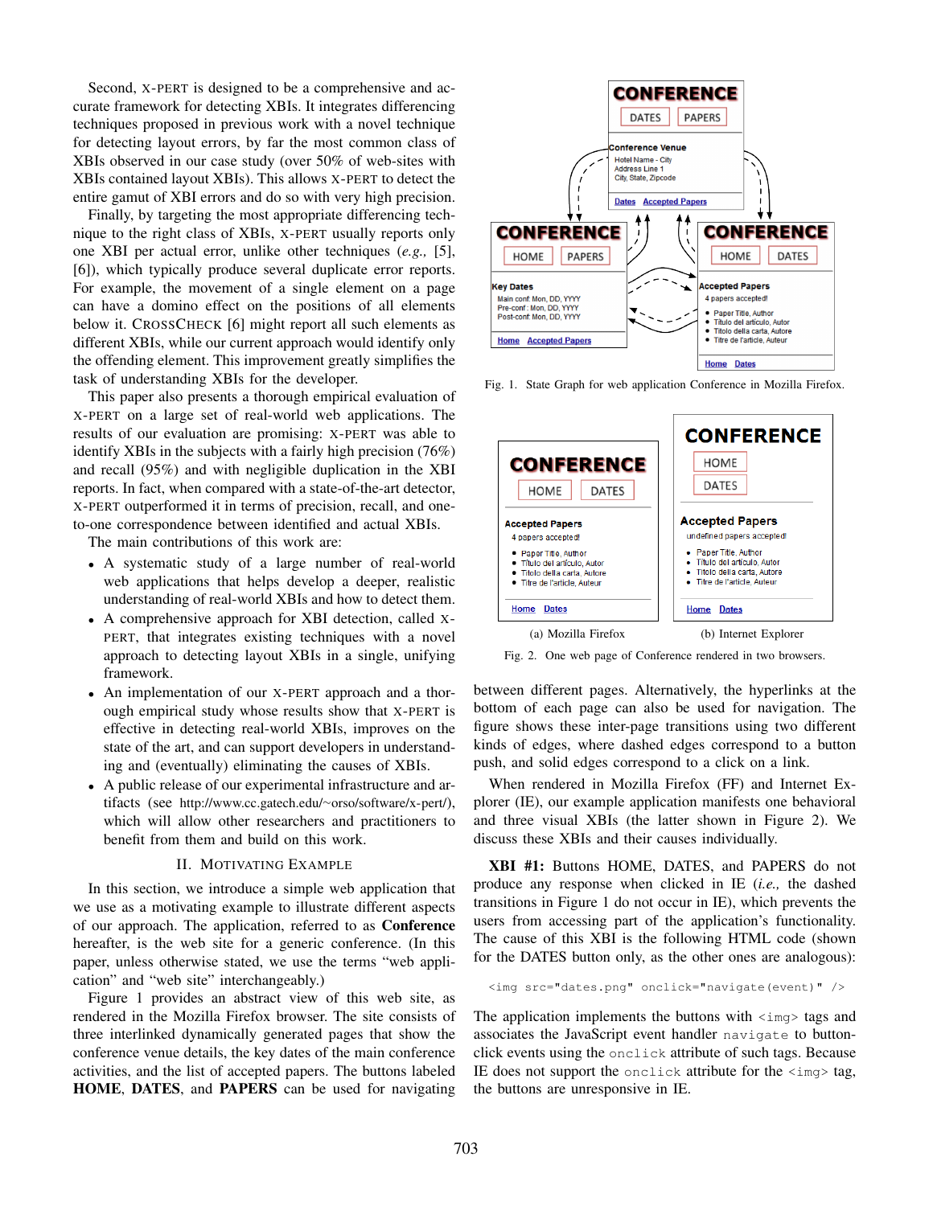Second, X-PERT is designed to be a comprehensive and accurate framework for detecting XBIs. It integrates differencing techniques proposed in previous work with a novel technique for detecting layout errors, by far the most common class of XBIs observed in our case study (over 50% of web-sites with XBIs contained layout XBIs). This allows X-PERT to detect the entire gamut of XBI errors and do so with very high precision.

Finally, by targeting the most appropriate differencing technique to the right class of XBIs, X-PERT usually reports only one XBI per actual error, unlike other techniques (*e.g.,* [5], [6]), which typically produce several duplicate error reports. For example, the movement of a single element on a page can have a domino effect on the positions of all elements below it. CROSSCHECK [6] might report all such elements as different XBIs, while our current approach would identify only the offending element. This improvement greatly simplifies the task of understanding XBIs for the developer.

This paper also presents a thorough empirical evaluation of X-PERT on a large set of real-world web applications. The results of our evaluation are promising: X-PERT was able to identify XBIs in the subjects with a fairly high precision (76%) and recall (95%) and with negligible duplication in the XBI reports. In fact, when compared with a state-of-the-art detector, X-PERT outperformed it in terms of precision, recall, and one-to-one correspondence between identified and actual XBIs.

The main contributions of this work are:

- A systematic study of a large number of real-world web applications that helps develop a deeper, realistic understanding of real-world XBIs and how to detect them.
- A comprehensive approach for XBI detection, called X-PERT, that integrates existing techniques with a novel approach to detecting layout XBIs in a single, unifying framework.
- An implementation of our X-PERT approach and a thorough empirical study whose results show that X-PERT is effective in detecting real-world XBIs, improves on the state of the art, and can support developers in understanding and (eventually) eliminating the causes of XBIs.
- A public release of our experimental infrastructure and artifacts (see http://www.cc.gatech.edu/~orso/software/x-pert/), which will allow other researchers and practitioners to benefit from them and build on this work.

## II. MOTIVATING EXAMPLE

In this section, we introduce a simple web application that we use as a motivating example to illustrate different aspects of our approach. The application, referred to as **Conference** hereafter, is the web site for a generic conference. (In this paper, unless otherwise stated, we use the terms "web application" and "web site" interchangeably.)

Figure 1 provides an abstract view of this web site, as rendered in the Mozilla Firefox browser. The site consists of three interlinked dynamically generated pages that show the conference venue details, the key dates of the main conference activities, and the list of accepted papers. The buttons labeled **HOME**, **DATES**, and **PAPERS** can be used for navigating between different pages. Alternatively, the hyperlinks at the bottom of each page can also be used for navigation. The figure shows these inter-page transitions using two different kinds of edges, where dashed edges correspond to a button push, and solid edges correspond to a click on a link.

Fig. 1. State Graph for web application Conference in Mozilla Firefox.

(a) Mozilla Firefox (b) Internet Explorer

Fig. 2. One web page of Conference rendered in two browsers.

When rendered in Mozilla Firefox (FF) and Internet Explorer (IE), our example application manifests one behavioral and three visual XBIs (the latter shown in Figure 2). We discuss these XBIs and their causes individually.

**XBI #1:** Buttons HOME, DATES, and PAPERS do not produce any response when clicked in IE (*i.e.,* the dashed transitions in Figure 1 do not occur in IE), which prevents the users from accessing part of the application's functionality. The cause of this XBI is the following HTML code (shown for the DATES button only, as the other ones are analogous):

```
<img src="dates.png" onclick="navigate(event)" />
```

The application implements the buttons with `<img>` tags and associates the JavaScript event handler `navigate` to button-click events using the `onclick` attribute of such tags. Because IE does not support the `onclick` attribute for the `<img>` tag, the buttons are unresponsive in IE.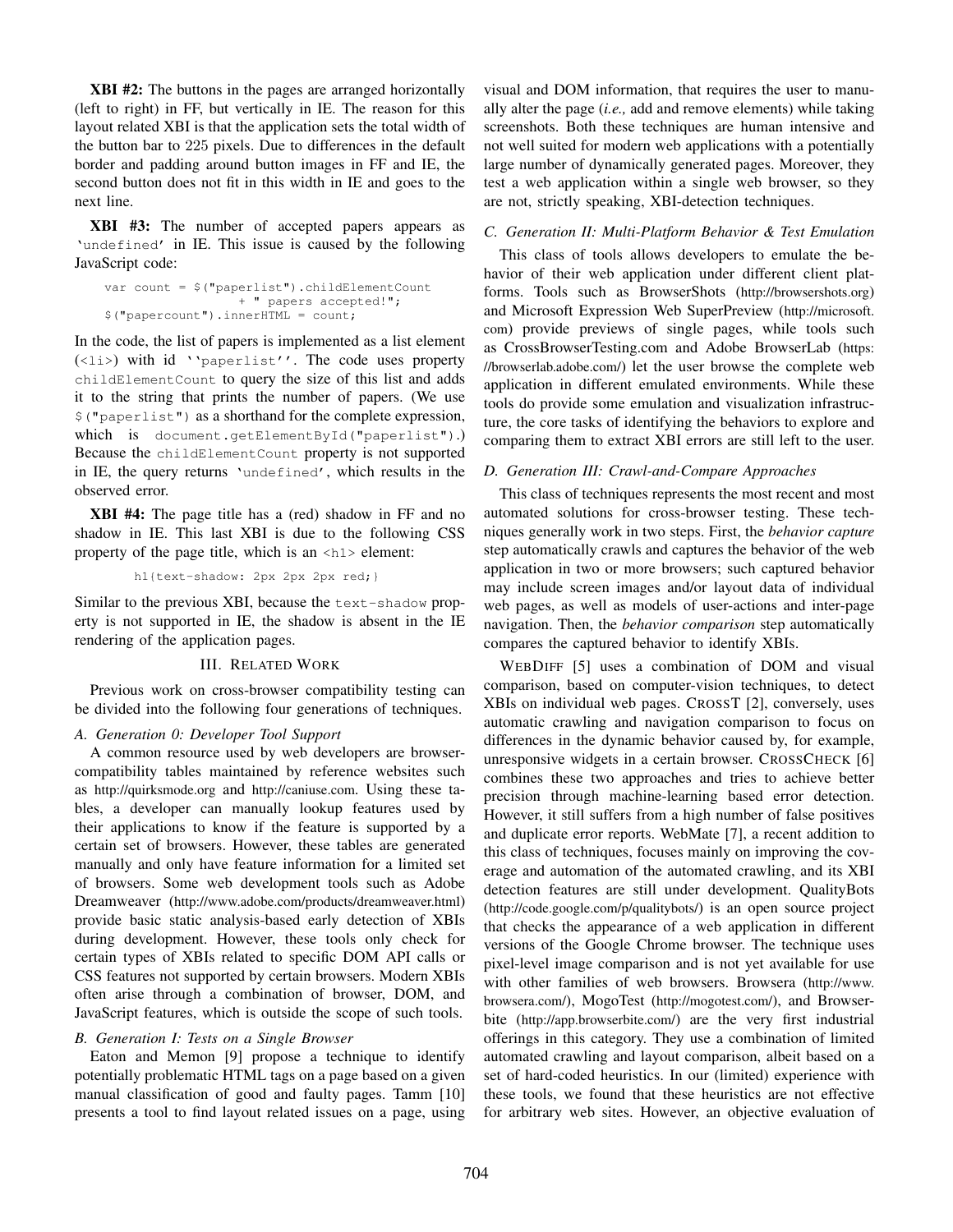**XBI #2:** The buttons in the pages are arranged horizontally (left to right) in FF, but vertically in IE. The reason for this layout related XBI is that the application sets the total width of the button bar to 225 pixels. Due to differences in the default border and padding around button images in FF and IE, the second button does not fit in this width in IE and goes to the next line.

**XBI #3:** The number of accepted papers appears as 'undefined' in IE. This issue is caused by the following JavaScript code:

```
var count = $("paperlist").childElementCount
                + " papers accepted!";
$("papercount").innerHTML = count;
```

In the code, the list of papers is implemented as a list element (`<li>`) with id ''paperlist''. The code uses property `childElementCount` to query the size of this list and adds it to the string that prints the number of papers. (We use `$("paperlist")` as a shorthand for the complete expression, which is `document.getElementById("paperlist")`.) Because the `childElementCount` property is not supported in IE, the query returns 'undefined', which results in the observed error.

**XBI #4:** The page title has a (red) shadow in FF and no shadow in IE. This last XBI is due to the following CSS property of the page title, which is an `<h1>` element:

```
h1{text-shadow: 2px 2px 2px red;}
```

Similar to the previous XBI, because the `text-shadow` property is not supported in IE, the shadow is absent in the IE rendering of the application pages.

## III. Related Work

Previous work on cross-browser compatibility testing can be divided into the following four generations of techniques.

### A. Generation 0: Developer Tool Support

A common resource used by web developers are browser-compatibility tables maintained by reference websites such as http://quirksmode.org and http://caniuse.com. Using these tables, a developer can manually lookup features used by their applications to know if the feature is supported by a certain set of browsers. However, these tables are generated manually and only have feature information for a limited set of browsers. Some web development tools such as Adobe Dreamweaver (http://www.adobe.com/products/dreamweaver.html) provide basic static analysis-based early detection of XBIs during development. However, these tools only check for certain types of XBIs related to specific DOM API calls or CSS features not supported by certain browsers. Modern XBIs often arise through a combination of browser, DOM, and JavaScript features, which is outside the scope of such tools.

### B. Generation I: Tests on a Single Browser

Eaton and Memon [9] propose a technique to identify potentially problematic HTML tags on a page based on a given manual classification of good and faulty pages. Tamm [10] presents a tool to find layout related issues on a page, using visual and DOM information, that requires the user to manually alter the page (*i.e.,* add and remove elements) while taking screenshots. Both these techniques are human intensive and not well suited for modern web applications with a potentially large number of dynamically generated pages. Moreover, they test a web application within a single web browser, so they are not, strictly speaking, XBI-detection techniques.

### C. Generation II: Multi-Platform Behavior & Test Emulation

This class of tools allows developers to emulate the behavior of their web application under different client platforms. Tools such as BrowserShots (http://browsershots.org) and Microsoft Expression Web SuperPreview (http://microsoft.com) provide previews of single pages, while tools such as CrossBrowserTesting.com and Adobe BrowserLab (https://browserlab.adobe.com/) let the user browse the complete web application in different emulated environments. While these tools do provide some emulation and visualization infrastructure, the core tasks of identifying the behaviors to explore and comparing them to extract XBI errors are still left to the user.

### D. Generation III: Crawl-and-Compare Approaches

This class of techniques represents the most recent and most automated solutions for cross-browser testing. These techniques generally work in two steps. First, the *behavior capture* step automatically crawls and captures the behavior of the web application in two or more browsers; such captured behavior may include screen images and/or layout data of individual web pages, as well as models of user-actions and inter-page navigation. Then, the *behavior comparison* step automatically compares the captured behavior to identify XBIs.

WebDiff [5] uses a combination of DOM and visual comparison, based on computer-vision techniques, to detect XBIs on individual web pages. CrossT [2], conversely, uses automatic crawling and navigation comparison to focus on differences in the dynamic behavior caused by, for example, unresponsive widgets in a certain browser. CrossCheck [6] combines these two approaches and tries to achieve better precision through machine-learning based error detection. However, it still suffers from a high number of false positives and duplicate error reports. WebMate [7], a recent addition to this class of techniques, focuses mainly on improving the coverage and automation of the automated crawling, and its XBI detection features are still under development. QualityBots (http://code.google.com/p/qualitybots/) is an open source project that checks the appearance of a web application in different versions of the Google Chrome browser. The technique uses pixel-level image comparison and is not yet available for use with other families of web browsers. Browsera (http://www.browsera.com/), MogoTest (http://mogotest.com/), and Browserbite (http://app.browserbite.com/) are the very first industrial offerings in this category. They use a combination of limited automated crawling and layout comparison, albeit based on a set of hard-coded heuristics. In our (limited) experience with these tools, we found that these heuristics are not effective for arbitrary web sites. However, an objective evaluation of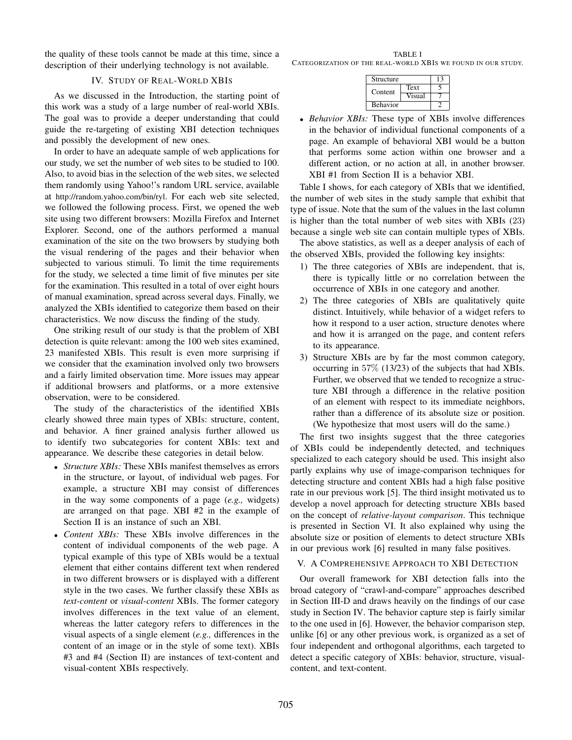the quality of these tools cannot be made at this time, since a description of their underlying technology is not available.

## IV. Study of Real-World XBIs

As we discussed in the Introduction, the starting point of this work was a study of a large number of real-world XBIs. The goal was to provide a deeper understanding that could guide the re-targeting of existing XBI detection techniques and possibly the development of new ones.

In order to have an adequate sample of web applications for our study, we set the number of web sites to be studied to 100. Also, to avoid bias in the selection of the web sites, we selected them randomly using Yahoo!'s random URL service, available at http://random.yahoo.com/bin/ryl. For each web site selected, we followed the following process. First, we opened the web site using two different browsers: Mozilla Firefox and Internet Explorer. Second, one of the authors performed a manual examination of the site on the two browsers by studying both the visual rendering of the pages and their behavior when subjected to various stimuli. To limit the time requirements for the study, we selected a time limit of five minutes per site for the examination. This resulted in a total of over eight hours of manual examination, spread across several days. Finally, we analyzed the XBIs identified to categorize them based on their characteristics. We now discuss the finding of the study.

One striking result of our study is that the problem of XBI detection is quite relevant: among the 100 web sites examined, 23 manifested XBIs. This result is even more surprising if we consider that the examination involved only two browsers and a fairly limited observation time. More issues may appear if additional browsers and platforms, or a more extensive observation, were to be considered.

The study of the characteristics of the identified XBIs clearly showed three main types of XBIs: structure, content, and behavior. A finer grained analysis further allowed us to identify two subcategories for content XBIs: text and appearance. We describe these categories in detail below.

- *Structure XBIs:* These XBIs manifest themselves as errors in the structure, or layout, of individual web pages. For example, a structure XBI may consist of differences in the way some components of a page (*e.g.,* widgets) are arranged on that page. XBI #2 in the example of Section II is an instance of such an XBI.
- *Content XBIs:* These XBIs involve differences in the content of individual components of the web page. A typical example of this type of XBIs would be a textual element that either contains different text when rendered in two different browsers or is displayed with a different style in the two cases. We further classify these XBIs as *text-content* or *visual-content* XBIs. The former category involves differences in the text value of an element, whereas the latter category refers to differences in the visual aspects of a single element (*e.g.,* differences in the content of an image or in the style of some text). XBIs #3 and #4 (Section II) are instances of text-content and visual-content XBIs respectively.

TABLE I
Categorization of the real-world XBIs we found in our study.

| | | |
|---|---|---|
| Structure | | 13 |
| Content | Text | 5 |
| | Visual | 7 |
| Behavior | | 2 |

- *Behavior XBIs:* These type of XBIs involve differences in the behavior of individual functional components of a page. An example of behavioral XBI would be a button that performs some action within one browser and a different action, or no action at all, in another browser. XBI #1 from Section II is a behavior XBI.

Table I shows, for each category of XBIs that we identified, the number of web sites in the study sample that exhibit that type of issue. Note that the sum of the values in the last column is higher than the total number of web sites with XBIs (23) because a single web site can contain multiple types of XBIs.

The above statistics, as well as a deeper analysis of each of the observed XBIs, provided the following key insights:

1) The three categories of XBIs are independent, that is, there is typically little or no correlation between the occurrence of XBIs in one category and another.
2) The three categories of XBIs are qualitatively quite distinct. Intuitively, while behavior of a widget refers to how it respond to a user action, structure denotes where and how it is arranged on the page, and content refers to its appearance.
3) Structure XBIs are by far the most common category, occurring in 57% (13/23) of the subjects that had XBIs. Further, we observed that we tended to recognize a structure XBI through a difference in the relative position of an element with respect to its immediate neighbors, rather than a difference of its absolute size or position. (We hypothesize that most users will do the same.)

The first two insights suggest that the three categories of XBIs could be independently detected, and techniques specialized to each category should be used. This insight also partly explains why use of image-comparison techniques for detecting structure and content XBIs had a high false positive rate in our previous work [5]. The third insight motivated us to develop a novel approach for detecting structure XBIs based on the concept of *relative-layout comparison*. This technique is presented in Section VI. It also explained why using the absolute size or position of elements to detect structure XBIs in our previous work [6] resulted in many false positives.

## V. A Comprehensive Approach to XBI Detection

Our overall framework for XBI detection falls into the broad category of "crawl-and-compare" approaches described in Section III-D and draws heavily on the findings of our case study in Section IV. The behavior capture step is fairly similar to the one used in [6]. However, the behavior comparison step, unlike [6] or any other previous work, is organized as a set of four independent and orthogonal algorithms, each targeted to detect a specific category of XBIs: behavior, structure, visual-content, and text-content.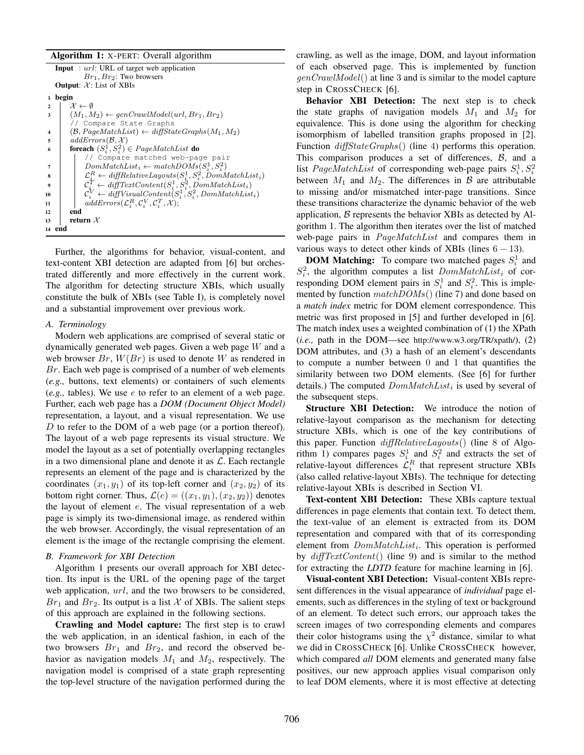**Algorithm 1:** X-PERT: Overall algorithm

```
Input  : url: URL of target web application
         Br1, Br2: Two browsers
Output: X: List of XBIs

1  begin
2     X ← ∅
3     (M1, M2) ← genCrawlModel(url, Br1, Br2)
      // Compare State Graphs
4     (B, PageMatchList) ← diffStateGraphs(M1, M2)
5     addErrors(B, X)
6     foreach (S_i^1, S_i^2) ∈ PageMatchList do
          // Compare matched web-page pair
7         DomMatchList_i ← matchDOMs(S_i^1, S_i^2)
8         L_i^R ← diffRelativeLayouts(S_i^1, S_i^2, DomMatchList_i)
9         C_i^T ← diffTextContent(S_i^1, S_i^2, DomMatchList_i)
10        C_i^V ← diffVisualContent(S_i^1, S_i^2, DomMatchList_i)
11        addErrors(L_i^R, C_i^V, C_i^T, X);
12    end
13    return X
14 end
```

Further, the algorithms for behavior, visual-content, and text-content XBI detection are adapted from [6] but orchestrated differently and more effectively in the current work. The algorithm for detecting structure XBIs, which usually constitute the bulk of XBIs (see Table I), is completely novel and a substantial improvement over previous work.

### A. Terminology

Modern web applications are comprised of several static or dynamically generated web pages. Given a web page $W$ and a web browser $Br$, $W(Br)$ is used to denote $W$ as rendered in $Br$. Each web page is comprised of a number of web elements (*e.g.,* buttons, text elements) or containers of such elements (*e.g.,* tables). We use $e$ to refer to an element of a web page. Further, each web page has a ***DOM (Document Object Model)*** representation, a layout, and a visual representation. We use $D$ to refer to the DOM of a web page (or a portion thereof). The layout of a web page represents its visual structure. We model the layout as a set of potentially overlapping rectangles in a two dimensional plane and denote it as $\mathcal{L}$. Each rectangle represents an element of the page and is characterized by the coordinates $(x_1, y_1)$ of its top-left corner and $(x_2, y_2)$ of its bottom right corner. Thus, $\mathcal{L}(e) = ((x_1, y_1), (x_2, y_2))$ denotes the layout of element $e$. The visual representation of a web page is simply its two-dimensional image, as rendered within the web browser. Accordingly, the visual representation of an element is the image of the rectangle comprising the element.

### B. Framework for XBI Detection

Algorithm 1 presents our overall approach for XBI detection. Its input is the URL of the opening page of the target web application, $url$, and the two browsers to be considered, $Br_1$ and $Br_2$. Its output is a list $\mathcal{X}$ of XBIs. The salient steps of this approach are explained in the following sections.

**Crawling and Model capture:** The first step is to crawl the web application, in an identical fashion, in each of the two browsers $Br_1$ and $Br_2$, and record the observed behavior as navigation models $M_1$ and $M_2$, respectively. The navigation model is comprised of a state graph representing the top-level structure of the navigation performed during the crawling, as well as the image, DOM, and layout information of each observed page. This is implemented by function $genCrawlModel()$ at line 3 and is similar to the model capture step in CROSSCHECK [6].

**Behavior XBI Detection:** The next step is to check the state graphs of navigation models $M_1$ and $M_2$ for equivalence. This is done using the algorithm for checking isomorphism of labelled transition graphs proposed in [2]. Function $diffStateGraphs()$ (line 4) performs this operation. This comparison produces a set of differences, $\mathcal{B}$, and a list $PageMatchList$ of corresponding web-page pairs $S_i^1, S_i^2$ between $M_1$ and $M_2$. The differences in $\mathcal{B}$ are attributable to missing and/or mismatched inter-page transitions. Since these transitions characterize the dynamic behavior of the web application, $\mathcal{B}$ represents the behavior XBIs as detected by Algorithm 1. The algorithm then iterates over the list of matched web-page pairs in $PageMatchList$ and compares them in various ways to detect other kinds of XBIs (lines $6 - 13$).

**DOM Matching:** To compare two matched pages $S_i^1$ and $S_i^2$, the algorithm computes a list $DomMatchList_i$ of corresponding DOM element pairs in $S_i^1$ and $S_i^2$. This is implemented by function $matchDOMs()$ (line 7) and done based on a *match index* metric for DOM element correspondence. This metric was first proposed in [5] and further developed in [6]. The match index uses a weighted combination of (1) the XPath (*i.e.,* path in the DOM—see http://www.w3.org/TR/xpath/), (2) DOM attributes, and (3) a hash of an element's descendants to compute a number between 0 and 1 that quantifies the similarity between two DOM elements. (See [6] for further details.) The computed $DomMatchList_i$ is used by several of the subsequent steps.

**Structure XBI Detection:** We introduce the notion of relative-layout comparison as the mechanism for detecting structure XBIs, which is one of the key contributions of this paper. Function $diffRelativeLayouts()$ (line 8 of Algorithm 1) compares pages $S_i^1$ and $S_i^2$ and extracts the set of relative-layout differences $\mathcal{L}_i^R$ that represent structure XBIs (also called relative-layout XBIs). The technique for detecting relative-layout XBIs is described in Section VI.

**Text-content XBI Detection:** These XBIs capture textual differences in page elements that contain text. To detect them, the text-value of an element is extracted from its DOM representation and compared with that of its corresponding element from $DomMatchList_i$. This operation is performed by $diffTextContent()$ (line 9) and is similar to the method for extracting the ***LDTD*** feature for machine learning in [6].

**Visual-content XBI Detection:** Visual-content XBIs represent differences in the visual appearance of *individual* page elements, such as differences in the styling of text or background of an element. To detect such errors, our approach takes the screen images of two corresponding elements and compares their color histograms using the $\chi^2$ distance, similar to what we did in CROSSCHECK [6]. Unlike CROSSCHECK however, which compared *all* DOM elements and generated many false positives, our new approach applies visual comparison only to leaf DOM elements, where it is most effective at detecting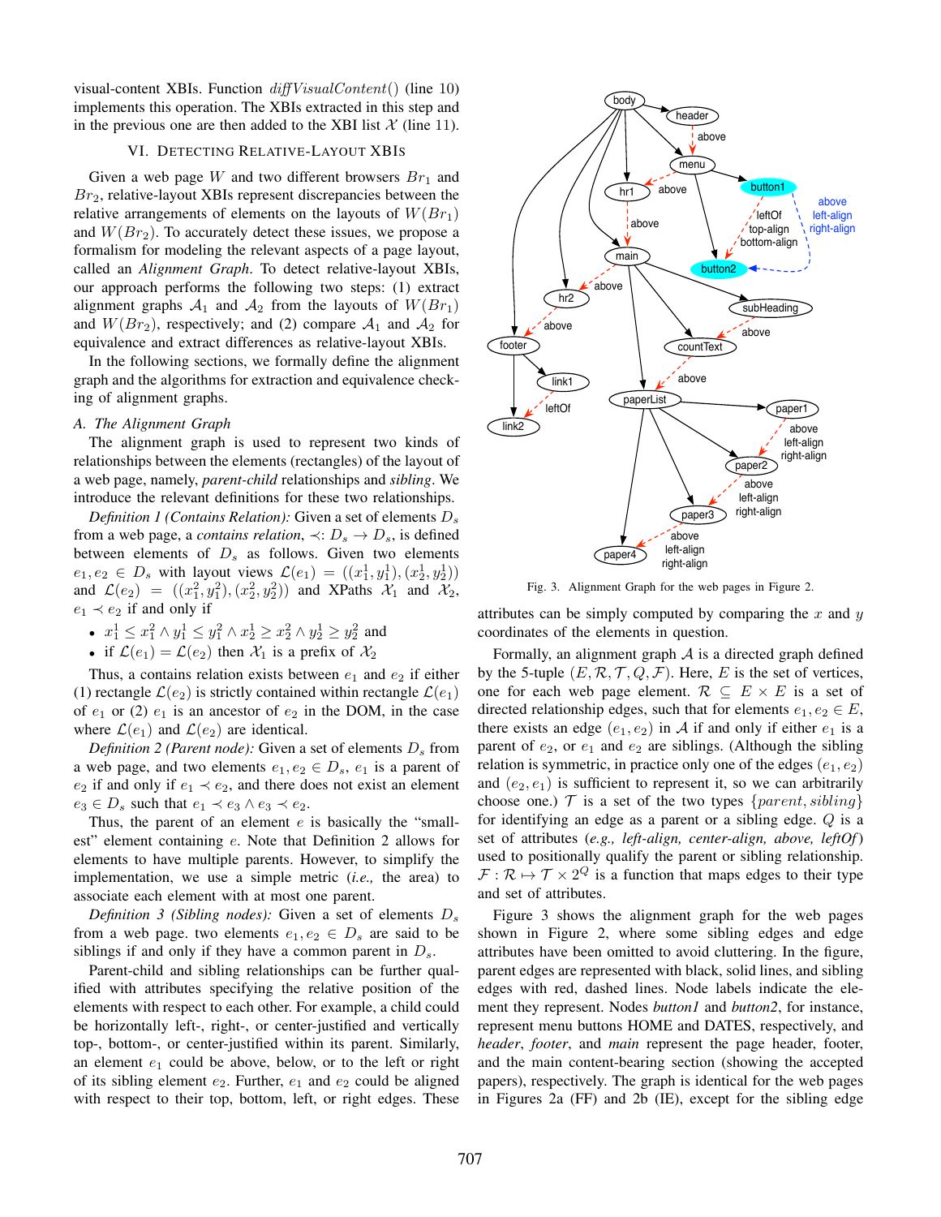visual-content XBIs. Function *diffVisualContent*() (line 10) implements this operation. The XBIs extracted in this step and in the previous one are then added to the XBI list $\mathcal{X}$ (line 11).

## VI. Detecting Relative-Layout XBIs

Given a web page $W$ and two different browsers $Br_1$ and $Br_2$, relative-layout XBIs represent discrepancies between the relative arrangements of elements on the layouts of $W(Br_1)$ and $W(Br_2)$. To accurately detect these issues, we propose a formalism for modeling the relevant aspects of a page layout, called an *Alignment Graph*. To detect relative-layout XBIs, our approach performs the following two steps: (1) extract alignment graphs $\mathcal{A}_1$ and $\mathcal{A}_2$ from the layouts of $W(Br_1)$ and $W(Br_2)$, respectively; and (2) compare $\mathcal{A}_1$ and $\mathcal{A}_2$ for equivalence and extract differences as relative-layout XBIs.

In the following sections, we formally define the alignment graph and the algorithms for extraction and equivalence checking of alignment graphs.

### A. The Alignment Graph

The alignment graph is used to represent two kinds of relationships between the elements (rectangles) of the layout of a web page, namely, *parent-child* relationships and *sibling*. We introduce the relevant definitions for these two relationships.

*Definition 1 (Contains Relation):* Given a set of elements $D_s$ from a web page, a *contains relation*, $\prec: D_s \rightarrow D_s$, is defined between elements of $D_s$ as follows. Given two elements $e_1, e_2 \in D_s$ with layout views $\mathcal{L}(e_1) = ((x_1^1, y_1^1), (x_2^1, y_2^1))$ and $\mathcal{L}(e_2) = ((x_1^2, y_1^2), (x_2^2, y_2^2))$ and XPaths $\mathcal{X}_1$ and $\mathcal{X}_2$, $e_1 \prec e_2$ if and only if

- $x_1^1 \leq x_1^2 \wedge y_1^1 \leq y_1^2 \wedge x_2^1 \geq x_2^2 \wedge y_2^1 \geq y_2^2$ and
- if $\mathcal{L}(e_1) = \mathcal{L}(e_2)$ then $\mathcal{X}_1$ is a prefix of $\mathcal{X}_2$

Thus, a contains relation exists between $e_1$ and $e_2$ if either (1) rectangle $\mathcal{L}(e_2)$ is strictly contained within rectangle $\mathcal{L}(e_1)$ of $e_1$ or (2) $e_1$ is an ancestor of $e_2$ in the DOM, in the case where $\mathcal{L}(e_1)$ and $\mathcal{L}(e_2)$ are identical.

*Definition 2 (Parent node):* Given a set of elements $D_s$ from a web page, and two elements $e_1, e_2 \in D_s$, $e_1$ is a parent of $e_2$ if and only if $e_1 \prec e_2$, and there does not exist an element $e_3 \in D_s$ such that $e_1 \prec e_3 \wedge e_3 \prec e_2$.

Thus, the parent of an element $e$ is basically the "smallest" element containing $e$. Note that Definition 2 allows for elements to have multiple parents. However, to simplify the implementation, we use a simple metric (*i.e.,* the area) to associate each element with at most one parent.

*Definition 3 (Sibling nodes):* Given a set of elements $D_s$ from a web page. two elements $e_1, e_2 \in D_s$ are said to be siblings if and only if they have a common parent in $D_s$.

Parent-child and sibling relationships can be further qualified with attributes specifying the relative position of the elements with respect to each other. For example, a child could be horizontally left-, right-, or center-justified and vertically top-, bottom-, or center-justified within its parent. Similarly, an element $e_1$ could be above, below, or to the left or right of its sibling element $e_2$. Further, $e_1$ and $e_2$ could be aligned with respect to their top, bottom, left, or right edges. These attributes can be simply computed by comparing the $x$ and $y$ coordinates of the elements in question.

Fig. 3. Alignment Graph for the web pages in Figure 2.

Formally, an alignment graph $\mathcal{A}$ is a directed graph defined by the 5-tuple $(E, \mathcal{R}, \mathcal{T}, Q, \mathcal{F})$. Here, $E$ is the set of vertices, one for each web page element. $\mathcal{R} \subseteq E \times E$ is a set of directed relationship edges, such that for elements $e_1, e_2 \in E$, there exists an edge $(e_1, e_2)$ in $\mathcal{A}$ if and only if either $e_1$ is a parent of $e_2$, or $e_1$ and $e_2$ are siblings. (Although the sibling relation is symmetric, in practice only one of the edges $(e_1, e_2)$ and $(e_2, e_1)$ is sufficient to represent it, so we can arbitrarily choose one.) $\mathcal{T}$ is a set of the two types $\{parent, sibling\}$ for identifying an edge as a parent or a sibling edge. $Q$ is a set of attributes (*e.g., left-align, center-align, above, leftOf*) used to positionally qualify the parent or sibling relationship. $\mathcal{F} : \mathcal{R} \mapsto \mathcal{T} \times 2^Q$ is a function that maps edges to their type and set of attributes.

Figure 3 shows the alignment graph for the web pages shown in Figure 2, where some sibling edges and edge attributes have been omitted to avoid cluttering. In the figure, parent edges are represented with black, solid lines, and sibling edges with red, dashed lines. Node labels indicate the element they represent. Nodes *button1* and *button2*, for instance, represent menu buttons HOME and DATES, respectively, and *header*, *footer*, and *main* represent the page header, footer, and the main content-bearing section (showing the accepted papers), respectively. The graph is identical for the web pages in Figures 2a (FF) and 2b (IE), except for the sibling edge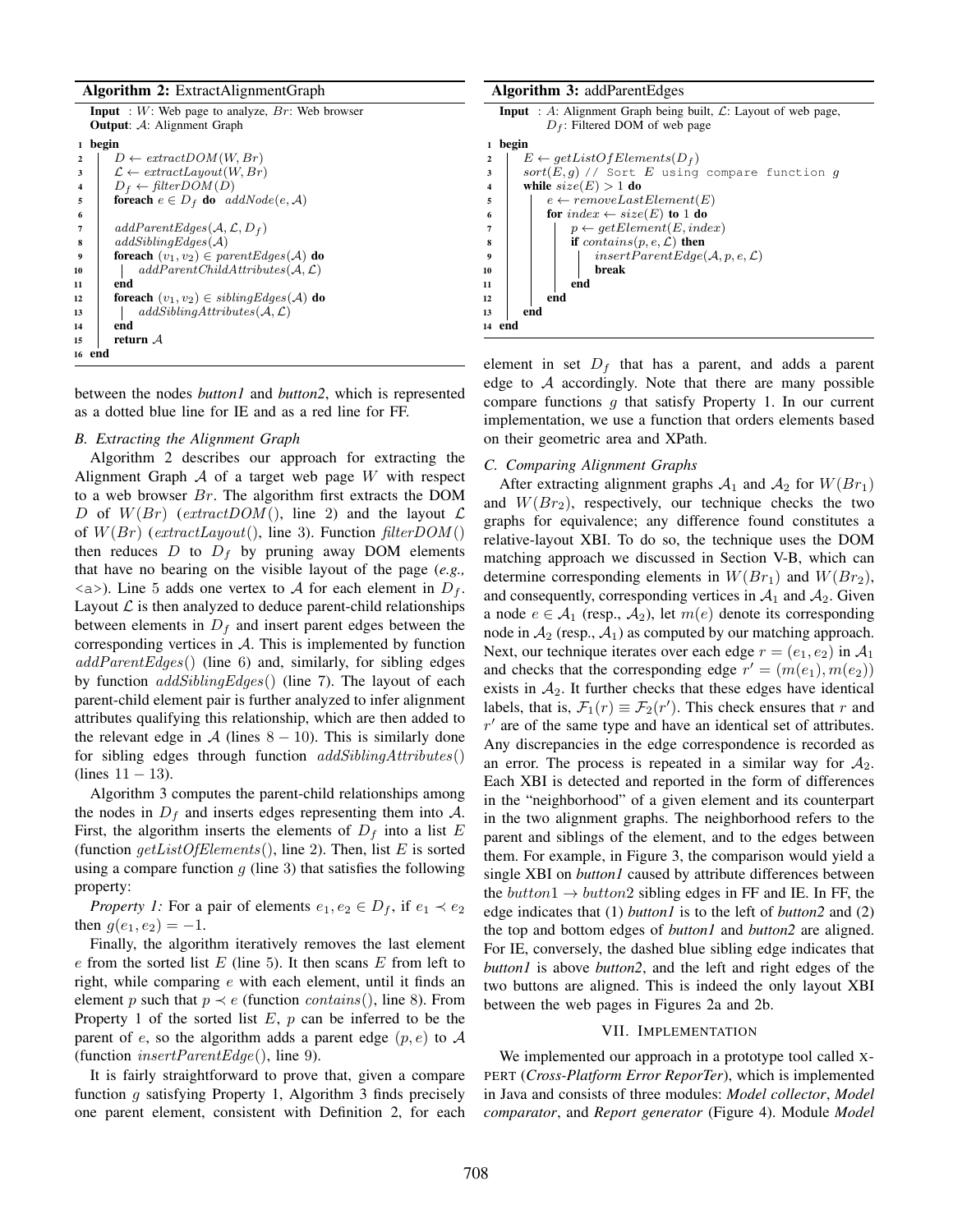**Algorithm 2:** ExtractAlignmentGraph

```
   Input : W: Web page to analyze, Br: Web browser
   Output: A: Alignment Graph
 1 begin
 2     D ← extractDOM(W, Br)
 3     L ← extractLayout(W, Br)
 4     D_f ← filterDOM(D)
 5     foreach e ∈ D_f do addNode(e, A)
 6
 7     addParentEdges(A, L, D_f)
 8     addSiblingEdges(A)
 9     foreach (v1, v2) ∈ parentEdges(A) do
10         addParentChildAttributes(A, L)
11     end
12     foreach (v1, v2) ∈ siblingEdges(A) do
13         addSiblingAttributes(A, L)
14     end
15     return A
16 end
```

between the nodes *button1* and *button2*, which is represented as a dotted blue line for IE and as a red line for FF.

### B. Extracting the Alignment Graph

Algorithm 2 describes our approach for extracting the Alignment Graph $\mathcal{A}$ of a target web page $W$ with respect to a web browser $Br$. The algorithm first extracts the DOM $D$ of $W(Br)$ ($extractDOM()$, line 2) and the layout $\mathcal{L}$ of $W(Br)$ ($extractLayout()$, line 3). Function $filterDOM()$ then reduces $D$ to $D_f$ by pruning away DOM elements that have no bearing on the visible layout of the page (*e.g.,* <a>). Line 5 adds one vertex to $\mathcal{A}$ for each element in $D_f$. Layout $\mathcal{L}$ is then analyzed to deduce parent-child relationships between elements in $D_f$ and insert parent edges between the corresponding vertices in $\mathcal{A}$. This is implemented by function $addParentEdges()$ (line 6) and, similarly, for sibling edges by function $addSiblingEdges()$ (line 7). The layout of each parent-child element pair is further analyzed to infer alignment attributes qualifying this relationship, which are then added to the relevant edge in $\mathcal{A}$ (lines $8-10$). This is similarly done for sibling edges through function $addSiblingAttributes()$ (lines $11-13$).

Algorithm 3 computes the parent-child relationships among the nodes in $D_f$ and inserts edges representing them into $\mathcal{A}$. First, the algorithm inserts the elements of $D_f$ into a list $E$ (function $getListOfElements()$, line 2). Then, list $E$ is sorted using a compare function $g$ (line 3) that satisfies the following property:

*Property 1:* For a pair of elements $e_1, e_2 \in D_f$, if $e_1 \prec e_2$ then $g(e_1, e_2) = -1$.

Finally, the algorithm iteratively removes the last element $e$ from the sorted list $E$ (line 5). It then scans $E$ from left to right, while comparing $e$ with each element, until it finds an element $p$ such that $p \prec e$ (function $contains()$, line 8). From Property 1 of the sorted list $E$, $p$ can be inferred to be the parent of $e$, so the algorithm adds a parent edge $(p, e)$ to $\mathcal{A}$ (function $insertParentEdge()$, line 9).

It is fairly straightforward to prove that, given a compare function $g$ satisfying Property 1, Algorithm 3 finds precisely one parent element, consistent with Definition 2, for each element in set $D_f$ that has a parent, and adds a parent edge to $\mathcal{A}$ accordingly. Note that there are many possible compare functions $g$ that satisfy Property 1. In our current implementation, we use a function that orders elements based on their geometric area and XPath.

**Algorithm 3:** addParentEdges

```
   Input : A: Alignment Graph being built, L: Layout of web page,
           D_f: Filtered DOM of web page
 1 begin
 2     E ← getListOfElements(D_f)
 3     sort(E, g) // Sort E using compare function g
 4     while size(E) > 1 do
 5         e ← removeLastElement(E)
 6         for index ← size(E) to 1 do
 7             p ← getElement(E, index)
 8             if contains(p, e, L) then
 9                 insertParentEdge(A, p, e, L)
10                 break
11             end
12         end
13     end
14 end
```

### C. Comparing Alignment Graphs

After extracting alignment graphs $\mathcal{A}_1$ and $\mathcal{A}_2$ for $W(Br_1)$ and $W(Br_2)$, respectively, our technique checks the two graphs for equivalence; any difference found constitutes a relative-layout XBI. To do so, the technique uses the DOM matching approach we discussed in Section V-B, which can determine corresponding elements in $W(Br_1)$ and $W(Br_2)$, and consequently, corresponding vertices in $\mathcal{A}_1$ and $\mathcal{A}_2$. Given a node $e \in \mathcal{A}_1$ (resp., $\mathcal{A}_2$), let $m(e)$ denote its corresponding node in $\mathcal{A}_2$ (resp., $\mathcal{A}_1$) as computed by our matching approach. Next, our technique iterates over each edge $r = (e_1, e_2)$ in $\mathcal{A}_1$ and checks that the corresponding edge $r' = (m(e_1), m(e_2))$ exists in $\mathcal{A}_2$. It further checks that these edges have identical labels, that is, $\mathcal{F}_1(r) \equiv \mathcal{F}_2(r')$. This check ensures that $r$ and $r'$ are of the same type and have an identical set of attributes. Any discrepancies in the edge correspondence is recorded as an error. The process is repeated in a similar way for $\mathcal{A}_2$. Each XBI is detected and reported in the form of differences in the "neighborhood" of a given element and its counterpart in the two alignment graphs. The neighborhood refers to the parent and siblings of the element, and to the edges between them. For example, in Figure 3, the comparison would yield a single XBI on *button1* caused by attribute differences between the $button1 \rightarrow button2$ sibling edges in FF and IE. In FF, the edge indicates that (1) *button1* is to the left of *button2* and (2) the top and bottom edges of *button1* and *button2* are aligned. For IE, conversely, the dashed blue sibling edge indicates that *button1* is above *button2*, and the left and right edges of the two buttons are aligned. This is indeed the only layout XBI between the web pages in Figures 2a and 2b.

## VII. Implementation

We implemented our approach in a prototype tool called X-PERT (*Cross-Platform Error ReporTer*), which is implemented in Java and consists of three modules: *Model collector*, *Model comparator*, and *Report generator* (Figure 4). Module *Model*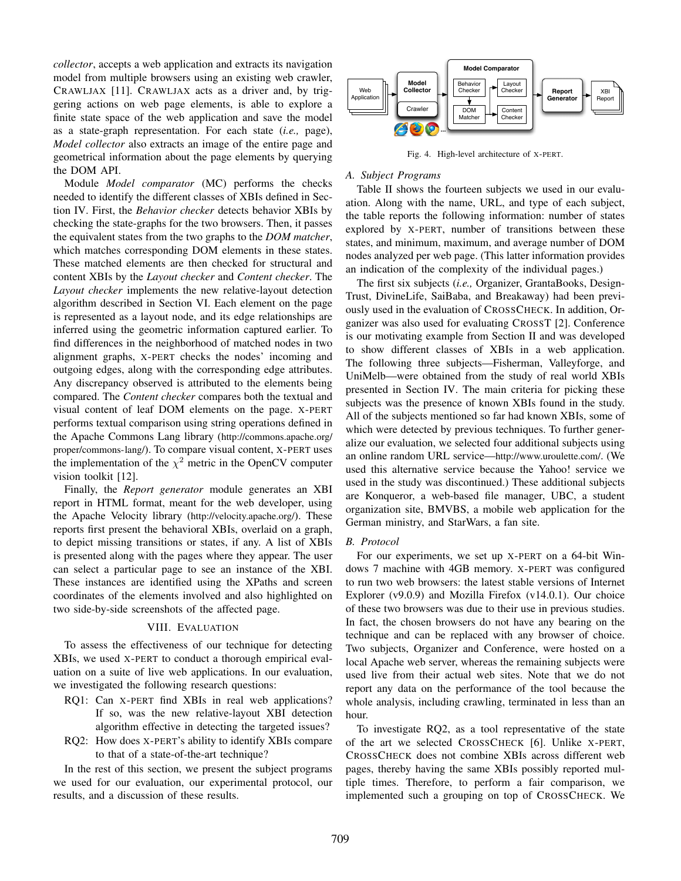*collector*, accepts a web application and extracts its navigation model from multiple browsers using an existing web crawler, CRAWLJAX [11]. CRAWLJAX acts as a driver and, by triggering actions on web page elements, is able to explore a finite state space of the web application and save the model as a state-graph representation. For each state (*i.e.,* page), *Model collector* also extracts an image of the entire page and geometrical information about the page elements by querying the DOM API.

Module *Model comparator* (MC) performs the checks needed to identify the different classes of XBIs defined in Section IV. First, the *Behavior checker* detects behavior XBIs by checking the state-graphs for the two browsers. Then, it passes the equivalent states from the two graphs to the *DOM matcher*, which matches corresponding DOM elements in these states. These matched elements are then checked for structural and content XBIs by the *Layout checker* and *Content checker*. The *Layout checker* implements the new relative-layout detection algorithm described in Section VI. Each element on the page is represented as a layout node, and its edge relationships are inferred using the geometric information captured earlier. To find differences in the neighborhood of matched nodes in two alignment graphs, X-PERT checks the nodes' incoming and outgoing edges, along with the corresponding edge attributes. Any discrepancy observed is attributed to the elements being compared. The *Content checker* compares both the textual and visual content of leaf DOM elements on the page. X-PERT performs textual comparison using string operations defined in the Apache Commons Lang library (http://commons.apache.org/proper/commons-lang/). To compare visual content, X-PERT uses the implementation of the $\chi^2$ metric in the OpenCV computer vision toolkit [12].

Finally, the *Report generator* module generates an XBI report in HTML format, meant for the web developer, using the Apache Velocity library (http://velocity.apache.org/). These reports first present the behavioral XBIs, overlaid on a graph, to depict missing transitions or states, if any. A list of XBIs is presented along with the pages where they appear. The user can select a particular page to see an instance of the XBI. These instances are identified using the XPaths and screen coordinates of the elements involved and also highlighted on two side-by-side screenshots of the affected page.

## VIII. EVALUATION

To assess the effectiveness of our technique for detecting XBIs, we used X-PERT to conduct a thorough empirical evaluation on a suite of live web applications. In our evaluation, we investigated the following research questions:

- RQ1: Can X-PERT find XBIs in real web applications? If so, was the new relative-layout XBI detection algorithm effective in detecting the targeted issues?
- RQ2: How does X-PERT's ability to identify XBIs compare to that of a state-of-the-art technique?

In the rest of this section, we present the subject programs we used for our evaluation, our experimental protocol, our results, and a discussion of these results.

Fig. 4. High-level architecture of X-PERT.

### A. Subject Programs

Table II shows the fourteen subjects we used in our evaluation. Along with the name, URL, and type of each subject, the table reports the following information: number of states explored by X-PERT, number of transitions between these states, and minimum, maximum, and average number of DOM nodes analyzed per web page. (This latter information provides an indication of the complexity of the individual pages.)

The first six subjects (*i.e.,* Organizer, GrantaBooks, DesignTrust, DivineLife, SaiBaba, and Breakaway) had been previously used in the evaluation of CROSSCHECK. In addition, Organizer was also used for evaluating CROSST [2]. Conference is our motivating example from Section II and was developed to show different classes of XBIs in a web application. The following three subjects—Fisherman, Valleyforge, and UniMelb—were obtained from the study of real world XBIs presented in Section IV. The main criteria for picking these subjects was the presence of known XBIs found in the study. All of the subjects mentioned so far had known XBIs, some of which were detected by previous techniques. To further generalize our evaluation, we selected four additional subjects using an online random URL service—http://www.uroulette.com/. (We used this alternative service because the Yahoo! service we used in the study was discontinued.) These additional subjects are Konqueror, a web-based file manager, UBC, a student organization site, BMVBS, a mobile web application for the German ministry, and StarWars, a fan site.

### B. Protocol

For our experiments, we set up X-PERT on a 64-bit Windows 7 machine with 4GB memory. X-PERT was configured to run two web browsers: the latest stable versions of Internet Explorer (v9.0.9) and Mozilla Firefox (v14.0.1). Our choice of these two browsers was due to their use in previous studies. In fact, the chosen browsers do not have any bearing on the technique and can be replaced with any browser of choice. Two subjects, Organizer and Conference, were hosted on a local Apache web server, whereas the remaining subjects were used live from their actual web sites. Note that we do not report any data on the performance of the tool because the whole analysis, including crawling, terminated in less than an hour.

To investigate RQ2, as a tool representative of the state of the art we selected CROSSCHECK [6]. Unlike X-PERT, CROSSCHECK does not combine XBIs across different web pages, thereby having the same XBIs possibly reported multiple times. Therefore, to perform a fair comparison, we implemented such a grouping on top of CROSSCHECK. We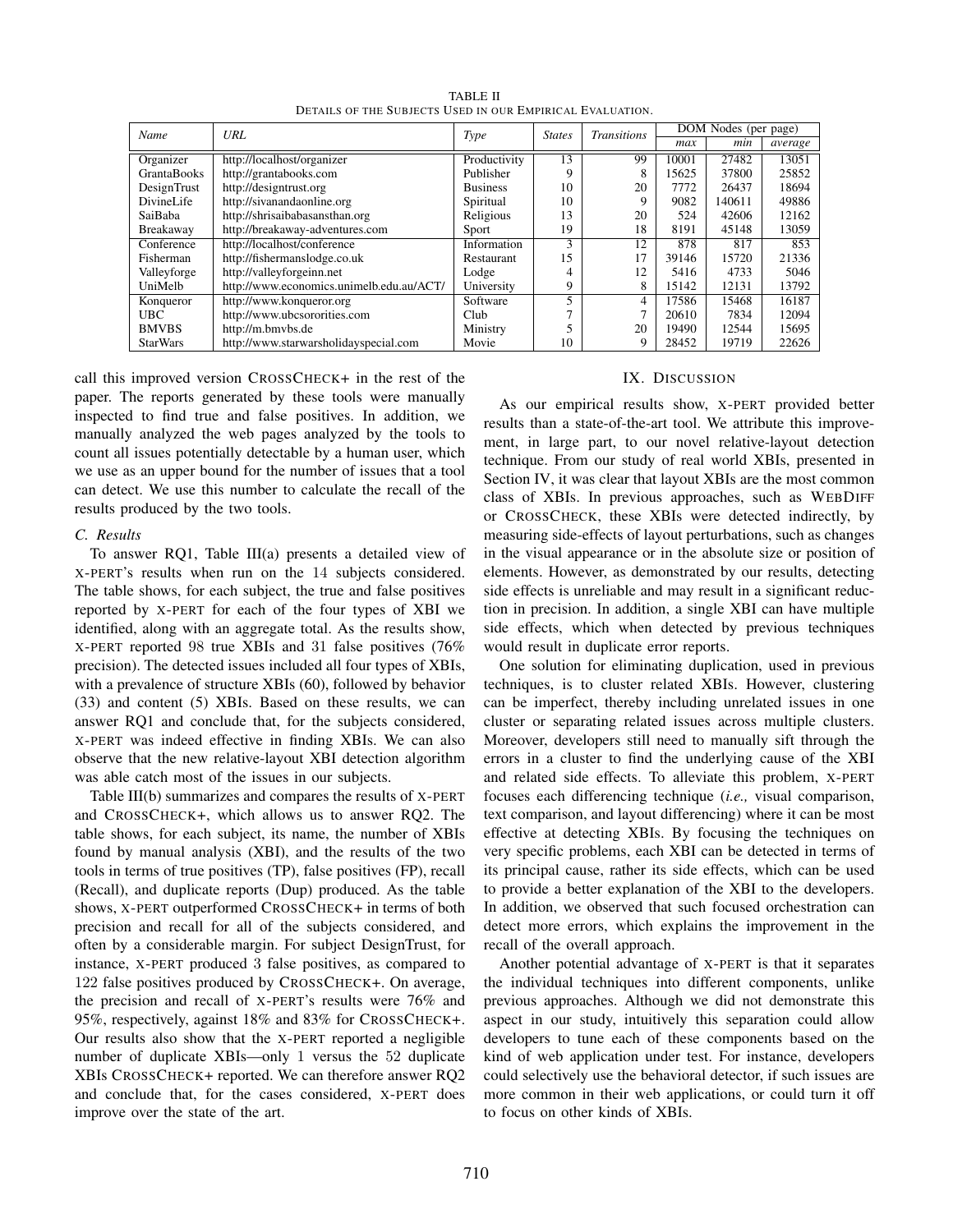TABLE II
DETAILS OF THE SUBJECTS USED IN OUR EMPIRICAL EVALUATION.

| *Name* | *URL* | *Type* | *States* | *Transitions* | DOM Nodes (per page) | | |
|---|---|---|---|---|---|---|---|
| | | | | | *max* | *min* | *average* |
| Organizer | http://localhost/organizer | Productivity | 13 | 99 | 10001 | 27482 | 13051 |
| GrantaBooks | http://grantabooks.com | Publisher | 9 | 8 | 15625 | 37800 | 25852 |
| DesignTrust | http://designtrust.org | Business | 10 | 20 | 7772 | 26437 | 18694 |
| DivineLife | http://sivanandaonline.org | Spiritual | 10 | 9 | 9082 | 140611 | 49886 |
| SaiBaba | http://shrisaibabasansthan.org | Religious | 13 | 20 | 524 | 42606 | 12162 |
| Breakaway | http://breakaway-adventures.com | Sport | 19 | 18 | 8191 | 45148 | 13059 |
| Conference | http://localhost/conference | Information | 3 | 12 | 878 | 817 | 853 |
| Fisherman | http://fishermanslodge.co.uk | Restaurant | 15 | 17 | 39146 | 15720 | 21336 |
| Valleyforge | http://valleyforgeinn.net | Lodge | 4 | 12 | 5416 | 4733 | 5046 |
| UniMelb | http://www.economics.unimelb.edu.au/ACT/ | University | 9 | 8 | 15142 | 12131 | 13792 |
| Konqueror | http://www.konqueror.org | Software | 5 | 4 | 17586 | 15468 | 16187 |
| UBC | http://www.ubcsororities.com | Club | 7 | 7 | 20610 | 7834 | 12094 |
| BMVBS | http://m.bmvbs.de | Ministry | 5 | 20 | 19490 | 12544 | 15695 |
| StarWars | http://www.starwarsholidayspecial.com | Movie | 10 | 9 | 28452 | 19719 | 22626 |

call this improved version CROSSCHECK+ in the rest of the paper. The reports generated by these tools were manually inspected to find true and false positives. In addition, we manually analyzed the web pages analyzed by the tools to count all issues potentially detectable by a human user, which we use as an upper bound for the number of issues that a tool can detect. We use this number to calculate the recall of the results produced by the two tools.

### C. Results

To answer RQ1, Table III(a) presents a detailed view of X-PERT's results when run on the 14 subjects considered. The table shows, for each subject, the true and false positives reported by X-PERT for each of the four types of XBI we identified, along with an aggregate total. As the results show, X-PERT reported 98 true XBIs and 31 false positives (76% precision). The detected issues included all four types of XBIs, with a prevalence of structure XBIs (60), followed by behavior (33) and content (5) XBIs. Based on these results, we can answer RQ1 and conclude that, for the subjects considered, X-PERT was indeed effective in finding XBIs. We can also observe that the new relative-layout XBI detection algorithm was able catch most of the issues in our subjects.

Table III(b) summarizes and compares the results of X-PERT and CROSSCHECK+, which allows us to answer RQ2. The table shows, for each subject, its name, the number of XBIs found by manual analysis (XBI), and the results of the two tools in terms of true positives (TP), false positives (FP), recall (Recall), and duplicate reports (Dup) produced. As the table shows, X-PERT outperformed CROSSCHECK+ in terms of both precision and recall for all of the subjects considered, and often by a considerable margin. For subject DesignTrust, for instance, X-PERT produced 3 false positives, as compared to 122 false positives produced by CROSSCHECK+. On average, the precision and recall of X-PERT's results were 76% and 95%, respectively, against 18% and 83% for CROSSCHECK+. Our results also show that the X-PERT reported a negligible number of duplicate XBIs—only 1 versus the 52 duplicate XBIs CROSSCHECK+ reported. We can therefore answer RQ2 and conclude that, for the cases considered, X-PERT does improve over the state of the art.

## IX. DISCUSSION

As our empirical results show, X-PERT provided better results than a state-of-the-art tool. We attribute this improvement, in large part, to our novel relative-layout detection technique. From our study of real world XBIs, presented in Section IV, it was clear that layout XBIs are the most common class of XBIs. In previous approaches, such as WEBDIFF or CROSSCHECK, these XBIs were detected indirectly, by measuring side-effects of layout perturbations, such as changes in the visual appearance or in the absolute size or position of elements. However, as demonstrated by our results, detecting side effects is unreliable and may result in a significant reduction in precision. In addition, a single XBI can have multiple side effects, which when detected by previous techniques would result in duplicate error reports.

One solution for eliminating duplication, used in previous techniques, is to cluster related XBIs. However, clustering can be imperfect, thereby including unrelated issues in one cluster or separating related issues across multiple clusters. Moreover, developers still need to manually sift through the errors in a cluster to find the underlying cause of the XBI and related side effects. To alleviate this problem, X-PERT focuses each differencing technique (*i.e.,* visual comparison, text comparison, and layout differencing) where it can be most effective at detecting XBIs. By focusing the techniques on very specific problems, each XBI can be detected in terms of its principal cause, rather its side effects, which can be used to provide a better explanation of the XBI to the developers. In addition, we observed that such focused orchestration can detect more errors, which explains the improvement in the recall of the overall approach.

Another potential advantage of X-PERT is that it separates the individual techniques into different components, unlike previous approaches. Although we did not demonstrate this aspect in our study, intuitively this separation could allow developers to tune each of these components based on the kind of web application under test. For instance, developers could selectively use the behavioral detector, if such issues are more common in their web applications, or could turn it off to focus on other kinds of XBIs.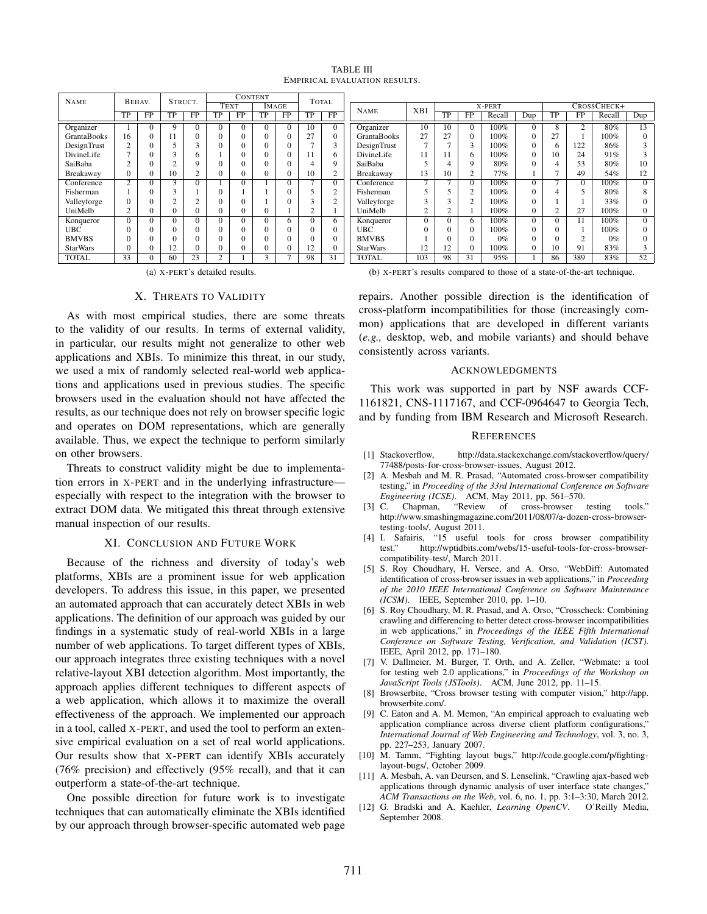TABLE III
EMPIRICAL EVALUATION RESULTS.

| NAME | BEHAV. | | STRUCT. | | CONTENT | | | | TOTAL | |
|---|---|---|---|---|---|---|---|---|---|---|
| | | | | | TEXT | | IMAGE | | | |
| | TP | FP | TP | FP | TP | FP | TP | FP | TP | FP |
| Organizer | 1 | 0 | 9 | 0 | 0 | 0 | 0 | 0 | 10 | 0 |
| GrantaBooks | 16 | 0 | 11 | 0 | 0 | 0 | 0 | 0 | 27 | 0 |
| DesignTrust | 2 | 0 | 5 | 3 | 0 | 0 | 0 | 0 | 7 | 3 |
| DivineLife | 7 | 0 | 3 | 6 | 1 | 0 | 0 | 0 | 11 | 6 |
| SaiBaba | 2 | 0 | 2 | 9 | 0 | 0 | 0 | 0 | 4 | 9 |
| Breakaway | 0 | 0 | 10 | 2 | 0 | 0 | 0 | 0 | 10 | 2 |
| Conference | 2 | 0 | 3 | 0 | 1 | 0 | 1 | 0 | 7 | 0 |
| Fisherman | 1 | 0 | 3 | 1 | 0 | 1 | 1 | 0 | 5 | 2 |
| Valleyforge | 0 | 0 | 2 | 2 | 0 | 0 | 1 | 0 | 3 | 2 |
| UniMelb | 2 | 0 | 0 | 0 | 0 | 0 | 0 | 1 | 2 | 1 |
| Konqueror | 0 | 0 | 0 | 0 | 0 | 0 | 0 | 6 | 0 | 6 |
| UBC | 0 | 0 | 0 | 0 | 0 | 0 | 0 | 0 | 0 | 0 |
| BMVBS | 0 | 0 | 0 | 0 | 0 | 0 | 0 | 0 | 0 | 0 |
| StarWars | 0 | 0 | 12 | 0 | 0 | 0 | 0 | 0 | 12 | 0 |
| TOTAL | 33 | 0 | 60 | 23 | 2 | 1 | 3 | 7 | 98 | 31 |

(a) X-PERT's detailed results.

| NAME | XBI | X-PERT | | | | CROSSCHECK+ | | | |
|---|---|---|---|---|---|---|---|---|---|
| | | TP | FP | Recall | Dup | TP | FP | Recall | Dup |
| Organizer | 10 | 10 | 0 | 100% | 0 | 8 | 2 | 80% | 13 |
| GrantaBooks | 27 | 27 | 0 | 100% | 0 | 27 | 1 | 100% | 0 |
| DesignTrust | 7 | 7 | 3 | 100% | 0 | 6 | 122 | 86% | 3 |
| DivineLife | 11 | 11 | 6 | 100% | 0 | 10 | 24 | 91% | 3 |
| SaiBaba | 5 | 4 | 9 | 80% | 0 | 4 | 53 | 80% | 10 |
| Breakaway | 13 | 10 | 2 | 77% | 1 | 7 | 49 | 54% | 12 |
| Conference | 7 | 7 | 0 | 100% | 0 | 7 | 0 | 100% | 0 |
| Fisherman | 5 | 5 | 2 | 100% | 0 | 4 | 5 | 80% | 8 |
| Valleyforge | 3 | 3 | 2 | 100% | 0 | 1 | 1 | 33% | 0 |
| UniMelb | 2 | 2 | 1 | 100% | 0 | 2 | 27 | 100% | 0 |
| Konqueror | 0 | 0 | 6 | 100% | 0 | 0 | 11 | 100% | 0 |
| UBC | 0 | 0 | 0 | 100% | 0 | 0 | 1 | 100% | 0 |
| BMVBS | 1 | 0 | 0 | 0% | 0 | 0 | 2 | 0% | 0 |
| StarWars | 12 | 12 | 0 | 100% | 0 | 10 | 91 | 83% | 3 |
| TOTAL | 103 | 98 | 31 | 95% | 1 | 86 | 389 | 83% | 52 |

(b) X-PERT's results compared to those of a state-of-the-art technique.

## X. THREATS TO VALIDITY

As with most empirical studies, there are some threats to the validity of our results. In terms of external validity, in particular, our results might not generalize to other web applications and XBIs. To minimize this threat, in our study, we used a mix of randomly selected real-world web applications and applications used in previous studies. The specific browsers used in the evaluation should not have affected the results, as our technique does not rely on browser specific logic and operates on DOM representations, which are generally available. Thus, we expect the technique to perform similarly on other browsers.

Threats to construct validity might be due to implementation errors in X-PERT and in the underlying infrastructure—especially with respect to the integration with the browser to extract DOM data. We mitigated this threat through extensive manual inspection of our results.

## XI. CONCLUSION AND FUTURE WORK

Because of the richness and diversity of today's web platforms, XBIs are a prominent issue for web application developers. To address this issue, in this paper, we presented an automated approach that can accurately detect XBIs in web applications. The definition of our approach was guided by our findings in a systematic study of real-world XBIs in a large number of web applications. To target different types of XBIs, our approach integrates three existing techniques with a novel relative-layout XBI detection algorithm. Most importantly, the approach applies different techniques to different aspects of a web application, which allows it to maximize the overall effectiveness of the approach. We implemented our approach in a tool, called X-PERT, and used the tool to perform an extensive empirical evaluation on a set of real world applications. Our results show that X-PERT can identify XBIs accurately (76% precision) and effectively (95% recall), and that it can outperform a state-of-the-art technique.

One possible direction for future work is to investigate techniques that can automatically eliminate the XBIs identified by our approach through browser-specific automated web page repairs. Another possible direction is the identification of cross-platform incompatibilities for those (increasingly common) applications that are developed in different variants (*e.g.,* desktop, web, and mobile variants) and should behave consistently across variants.

## ACKNOWLEDGMENTS

This work was supported in part by NSF awards CCF-1161821, CNS-1117167, and CCF-0964647 to Georgia Tech, and by funding from IBM Research and Microsoft Research.

## REFERENCES

[1] Stackoverflow, http://data.stackexchange.com/stackoverflow/query/77488/posts-for-cross-browser-issues, August 2012.

[2] A. Mesbah and M. R. Prasad, "Automated cross-browser compatibility testing," in *Proceeding of the 33rd International Conference on Software Engineering (ICSE)*. ACM, May 2011, pp. 561–570.

[3] C. Chapman, "Review of cross-browser testing tools." http://www.smashingmagazine.com/2011/08/07/a-dozen-cross-browser-testing-tools/, August 2011.

[4] I. Safairis, "15 useful tools for cross browser compatibility test." http://wptidbits.com/webs/15-useful-tools-for-cross-browser-compatibility-test/, March 2011.

[5] S. Roy Choudhary, H. Versee, and A. Orso, "WebDiff: Automated identification of cross-browser issues in web applications," in *Proceeding of the 2010 IEEE International Conference on Software Maintenance (ICSM)*. IEEE, September 2010, pp. 1–10.

[6] S. Roy Choudhary, M. R. Prasad, and A. Orso, "Crosscheck: Combining crawling and differencing to better detect cross-browser incompatibilities in web applications," in *Proceedings of the IEEE Fifth International Conference on Software Testing, Verification, and Validation (ICST)*. IEEE, April 2012, pp. 171–180.

[7] V. Dallmeier, M. Burger, T. Orth, and A. Zeller, "Webmate: a tool for testing web 2.0 applications," in *Proceedings of the Workshop on JavaScript Tools (JSTools)*. ACM, June 2012, pp. 11–15.

[8] Browserbite, "Cross browser testing with computer vision," http://app.browserbite.com/.

[9] C. Eaton and A. M. Memon, "An empirical approach to evaluating web application compliance across diverse client platform configurations," *International Journal of Web Engineering and Technology*, vol. 3, no. 3, pp. 227–253, January 2007.

[10] M. Tamm, "Fighting layout bugs," http://code.google.com/p/fighting-layout-bugs/, October 2009.

[11] A. Mesbah, A. van Deursen, and S. Lenselink, "Crawling ajax-based web applications through dynamic analysis of user interface state changes," *ACM Transactions on the Web*, vol. 6, no. 1, pp. 3:1–3:30, March 2012.

[12] G. Bradski and A. Kaehler, *Learning OpenCV*. O'Reilly Media, September 2008.